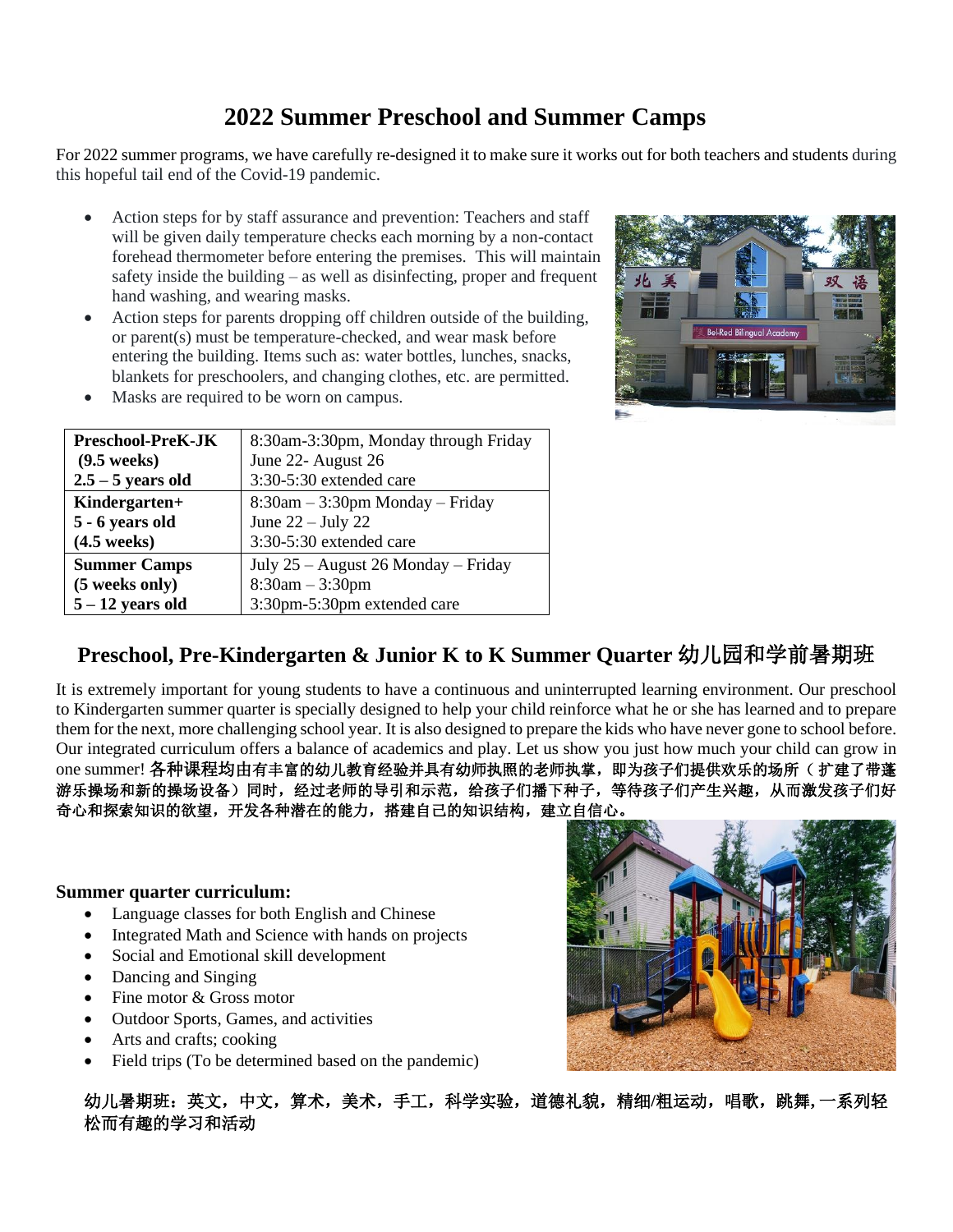# 2022 Summer Preschool and Summer Camps

For 2022 summer programs, we have carefully re-designed it to make sure it works out for both teachers and students during this hopeful tail end of the Covid-19 pandemic.

- Action steps for by staff assurance and prevention: Teachers and staff will be given daily temperature checks each morning by a non-contact forehead thermometer before entering the premises. This will maintain safety inside the building – as well as disinfecting, proper and frequent hand washing, and wearing masks.
- Action steps for parents dropping off children outside of the building, or parent(s) must be temperature-checked, and wear mask before entering the building. Items such as: water bottles, lunches, snacks, blankets for preschoolers, and changing clothes, etc. are permitted.
- Masks are required to be worn on campus.

| **Preschool-PreK-JK (9.5 weeks) 2.5 – 5 years old** | 8:30am-3:30pm, Monday through Friday<br>June 22- August 26<br>3:30-5:30 extended care |
|---|---|
| **Kindergarten+ 5 - 6 years old (4.5 weeks)** | 8:30am – 3:30pm Monday – Friday<br>June 22 – July 22<br>3:30-5:30 extended care |
| **Summer Camps (5 weeks only) 5 – 12 years old** | July 25 – August 26 Monday – Friday<br>8:30am – 3:30pm<br>3:30pm-5:30pm extended care |

## Preschool, Pre-Kindergarten & Junior K to K Summer Quarter 幼儿园和学前暑期班

It is extremely important for young students to have a continuous and uninterrupted learning environment. Our preschool to Kindergarten summer quarter is specially designed to help your child reinforce what he or she has learned and to prepare them for the next, more challenging school year. It is also designed to prepare the kids who have never gone to school before. Our integrated curriculum offers a balance of academics and play. Let us show you just how much your child can grow in one summer! **各种课程均由有丰富的幼儿教育经验并具有幼师执照的老师执掌，即为孩子们提供欢乐的场所（扩建了带蓬游乐操场和新的操场设备）同时，经过老师的导引和示范，给孩子们播下种子，等待孩子们产生兴趣，从而激发孩子们好奇心和探索知识的欲望，开发各种潜在的能力，搭建自己的知识结构，建立自信心。**

**Summer quarter curriculum:**

- Language classes for both English and Chinese
- Integrated Math and Science with hands on projects
- Social and Emotional skill development
- Dancing and Singing
- Fine motor & Gross motor
- Outdoor Sports, Games, and activities
- Arts and crafts; cooking
- Field trips (To be determined based on the pandemic)

**幼儿暑期班：英文，中文，算术，美术，手工，科学实验，道德礼貌，精细/粗运动，唱歌，跳舞，一系列轻松而有趣的学习和活动**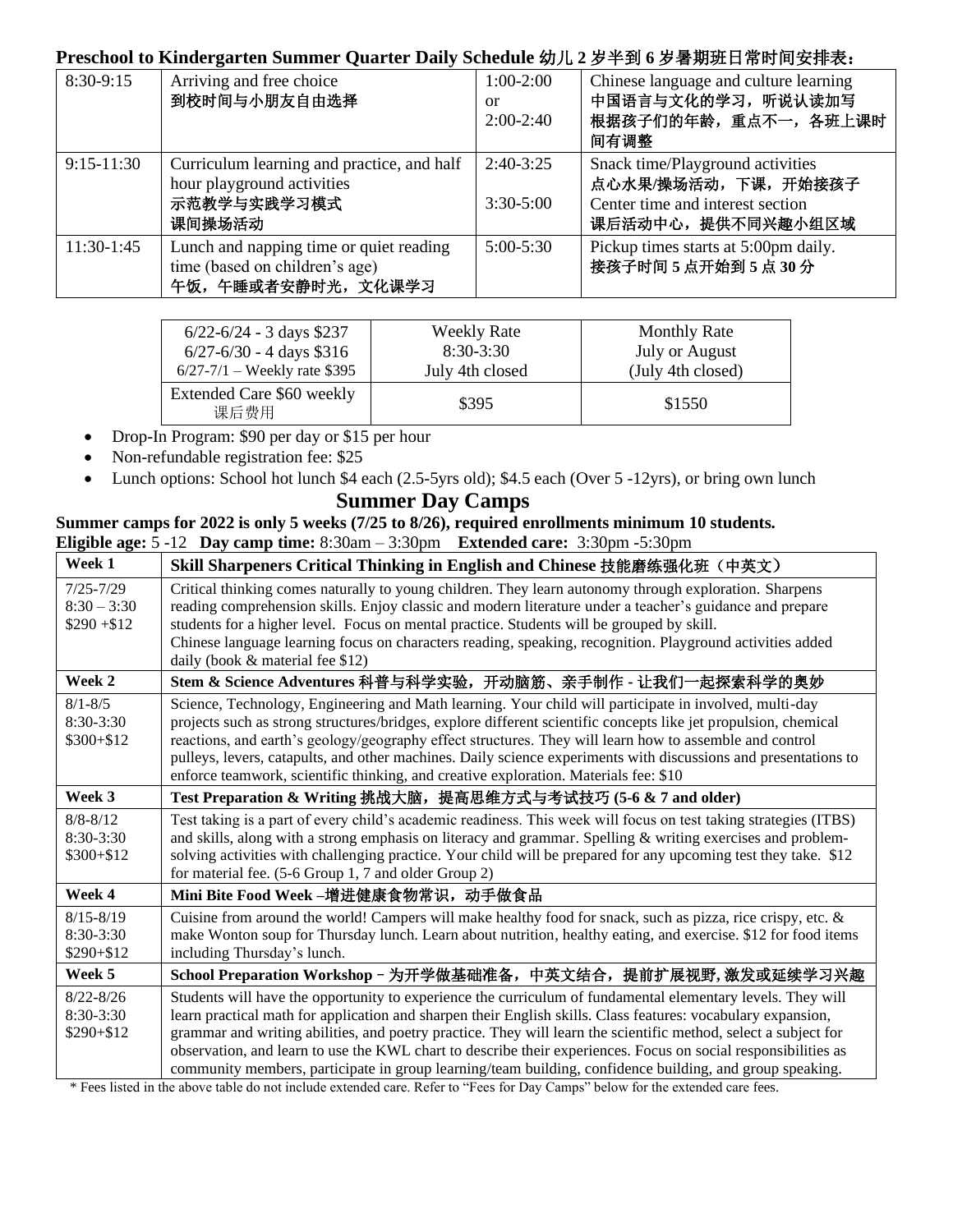**Preschool to Kindergarten Summer Quarter Daily Schedule 幼儿 2 岁半到 6 岁暑期班日常时间安排表：**

| | | | |
|---|---|---|---|
| 8:30-9:15 | Arriving and free choice<br>到校时间与小朋友自由选择 | 1:00-2:00<br>or<br>2:00-2:40 | Chinese language and culture learning<br>中国语言与文化的学习，听说认读加写<br>根据孩子们的年龄，重点不一，各班上课时间有调整 |
| 9:15-11:30 | Curriculum learning and practice, and half hour playground activities<br>示范教学与实践学习模式<br>课间操场活动 | 2:40-3:25<br><br>3:30-5:00 | Snack time/Playground activities<br>点心水果/操场活动，下课，开始接孩子<br>Center time and interest section<br>课后活动中心，提供不同兴趣小组区域 |
| 11:30-1:45 | Lunch and napping time or quiet reading time (based on children's age)<br>午饭，午睡或者安静时光，文化课学习 | 5:00-5:30 | Pickup times starts at 5:00pm daily.<br>接孩子时间 5 点开始到 5 点 30 分 |

| 6/22-6/24 - 3 days $237<br>6/27-6/30 - 4 days $316<br>6/27-7/1 – Weekly rate $395 | Weekly Rate<br>8:30-3:30<br>July 4th closed | Monthly Rate<br>July or August<br>(July 4th closed) |
|---|---|---|
| Extended Care $60 weekly<br>课后费用 | $395 | $1550 |

- Drop-In Program: $90 per day or $15 per hour
- Non-refundable registration fee: $25
- Lunch options: School hot lunch $4 each (2.5-5yrs old); $4.5 each (Over 5 -12yrs), or bring own lunch

## Summer Day Camps

**Summer camps for 2022 is only 5 weeks (7/25 to 8/26), required enrollments minimum 10 students.**

**Eligible age:** 5 -12 **Day camp time:** 8:30am – 3:30pm **Extended care:** 3:30pm -5:30pm

| Week 1 | Skill Sharpeners Critical Thinking in English and Chinese 技能磨练强化班（中英文） |
|---|---|
| 7/25-7/29<br>8:30 – 3:30<br>$290 +$12 | Critical thinking comes naturally to young children. They learn autonomy through exploration. Sharpens reading comprehension skills. Enjoy classic and modern literature under a teacher's guidance and prepare students for a higher level. Focus on mental practice. Students will be grouped by skill.<br>Chinese language learning focus on characters reading, speaking, recognition. Playground activities added daily (book & material fee $12) |
| **Week 2** | **Stem & Science Adventures 科普与科学实验，开动脑筋、亲手制作 - 让我们一起探索科学的奥妙** |
| 8/1-8/5<br>8:30-3:30<br>$300+$12 | Science, Technology, Engineering and Math learning. Your child will participate in involved, multi-day projects such as strong structures/bridges, explore different scientific concepts like jet propulsion, chemical reactions, and earth's geology/geography effect structures. They will learn how to assemble and control pulleys, levers, catapults, and other machines. Daily science experiments with discussions and presentations to enforce teamwork, scientific thinking, and creative exploration. Materials fee: $10 |
| **Week 3** | **Test Preparation & Writing 挑战大脑，提高思维方式与考试技巧 (5-6 & 7 and older)** |
| 8/8-8/12<br>8:30-3:30<br>$300+$12 | Test taking is a part of every child's academic readiness. This week will focus on test taking strategies (ITBS) and skills, along with a strong emphasis on literacy and grammar. Spelling & writing exercises and problem-solving activities with challenging practice. Your child will be prepared for any upcoming test they take. $12 for material fee. (5-6 Group 1, 7 and older Group 2) |
| **Week 4** | **Mini Bite Food Week –增进健康食物常识，动手做食品** |
| 8/15-8/19<br>8:30-3:30<br>$290+$12 | Cuisine from around the world! Campers will make healthy food for snack, such as pizza, rice crispy, etc. & make Wonton soup for Thursday lunch. Learn about nutrition, healthy eating, and exercise. $12 for food items including Thursday's lunch. |
| **Week 5** | **School Preparation Workshop – 为开学做基础准备，中英文结合，提前扩展视野, 激发或延续学习兴趣** |
| 8/22-8/26<br>8:30-3:30<br>$290+$12 | Students will have the opportunity to experience the curriculum of fundamental elementary levels. They will learn practical math for application and sharpen their English skills. Class features: vocabulary expansion, grammar and writing abilities, and poetry practice. They will learn the scientific method, select a subject for observation, and learn to use the KWL chart to describe their experiences. Focus on social responsibilities as community members, participate in group learning/team building, confidence building, and group speaking. |

\* Fees listed in the above table do not include extended care. Refer to "Fees for Day Camps" below for the extended care fees.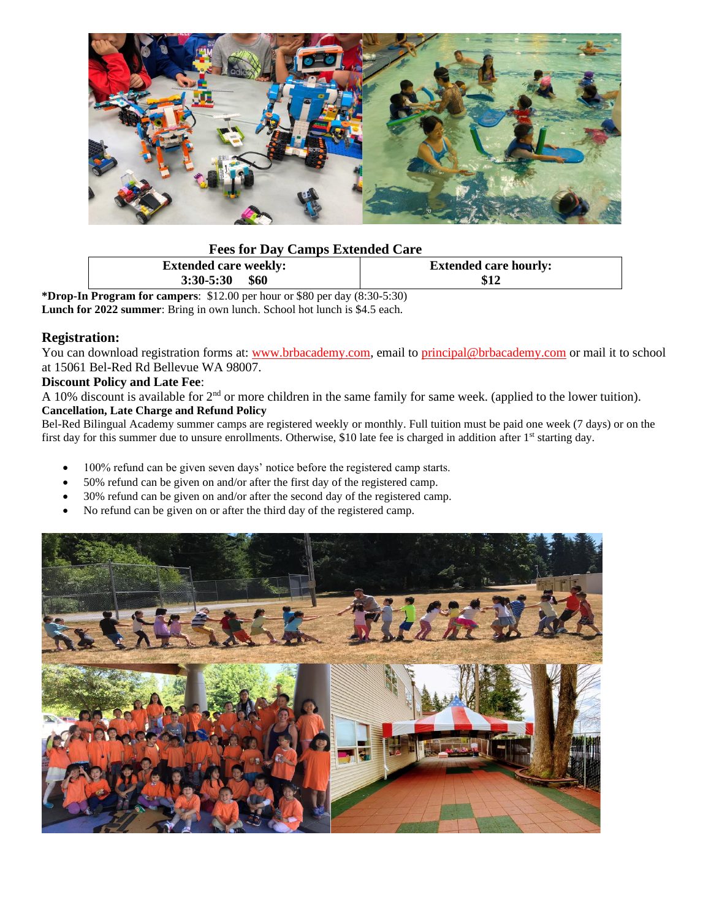**Fees for Day Camps Extended Care**

| Extended care weekly: 3:30-5:30 $60 | Extended care hourly: $12 |
| --- | --- |

***Drop-In Program for campers**: $12.00 per hour or $80 per day (8:30-5:30)
**Lunch for 2022 summer**: Bring in own lunch. School hot lunch is $4.5 each.

## Registration:

You can download registration forms at: www.brbacademy.com, email to principal@brbacademy.com or mail it to school at 15061 Bel-Red Rd Bellevue WA 98007.

### Discount Policy and Late Fee:

A 10% discount is available for 2nd or more children in the same family for same week. (applied to the lower tuition).

**Cancellation, Late Charge and Refund Policy**

Bel-Red Bilingual Academy summer camps are registered weekly or monthly. Full tuition must be paid one week (7 days) or on the first day for this summer due to unsure enrollments. Otherwise, $10 late fee is charged in addition after 1st starting day.

- 100% refund can be given seven days' notice before the registered camp starts.
- 50% refund can be given on and/or after the first day of the registered camp.
- 30% refund can be given on and/or after the second day of the registered camp.
- No refund can be given on or after the third day of the registered camp.